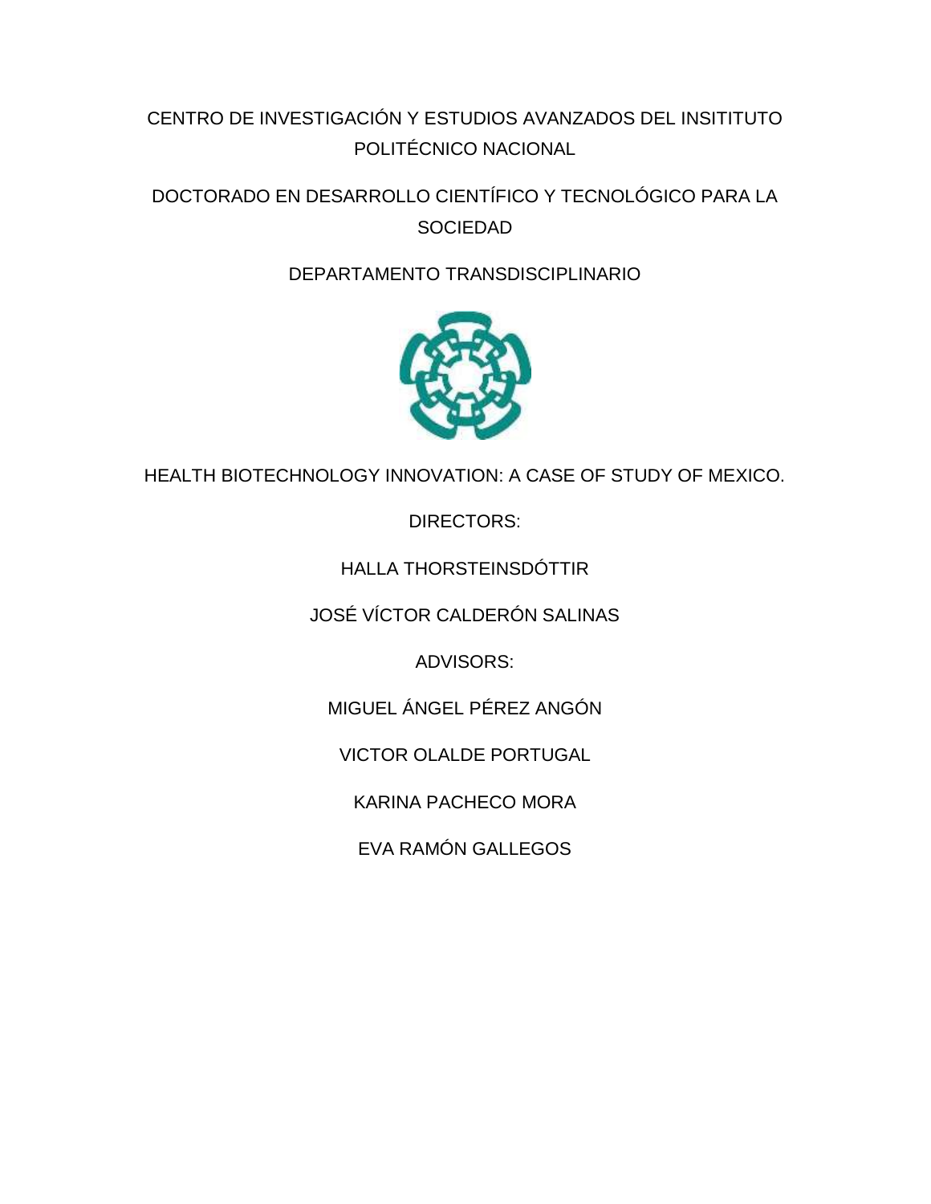CENTRO DE INVESTIGACIÓN Y ESTUDIOS AVANZADOS DEL INSITITUTO POLITÉCNICO NACIONAL

DOCTORADO EN DESARROLLO CIENTÍFICO Y TECNOLÓGICO PARA LA SOCIEDAD

DEPARTAMENTO TRANSDISCIPLINARIO

# HEALTH BIOTECHNOLOGY INNOVATION: A CASE OF STUDY OF MEXICO.

DIRECTORS:

HALLA THORSTEINSDÓTTIR

JOSÉ VÍCTOR CALDERÓN SALINAS

ADVISORS:

MIGUEL ÁNGEL PÉREZ ANGÓN

VICTOR OLALDE PORTUGAL

KARINA PACHECO MORA

EVA RAMÓN GALLEGOS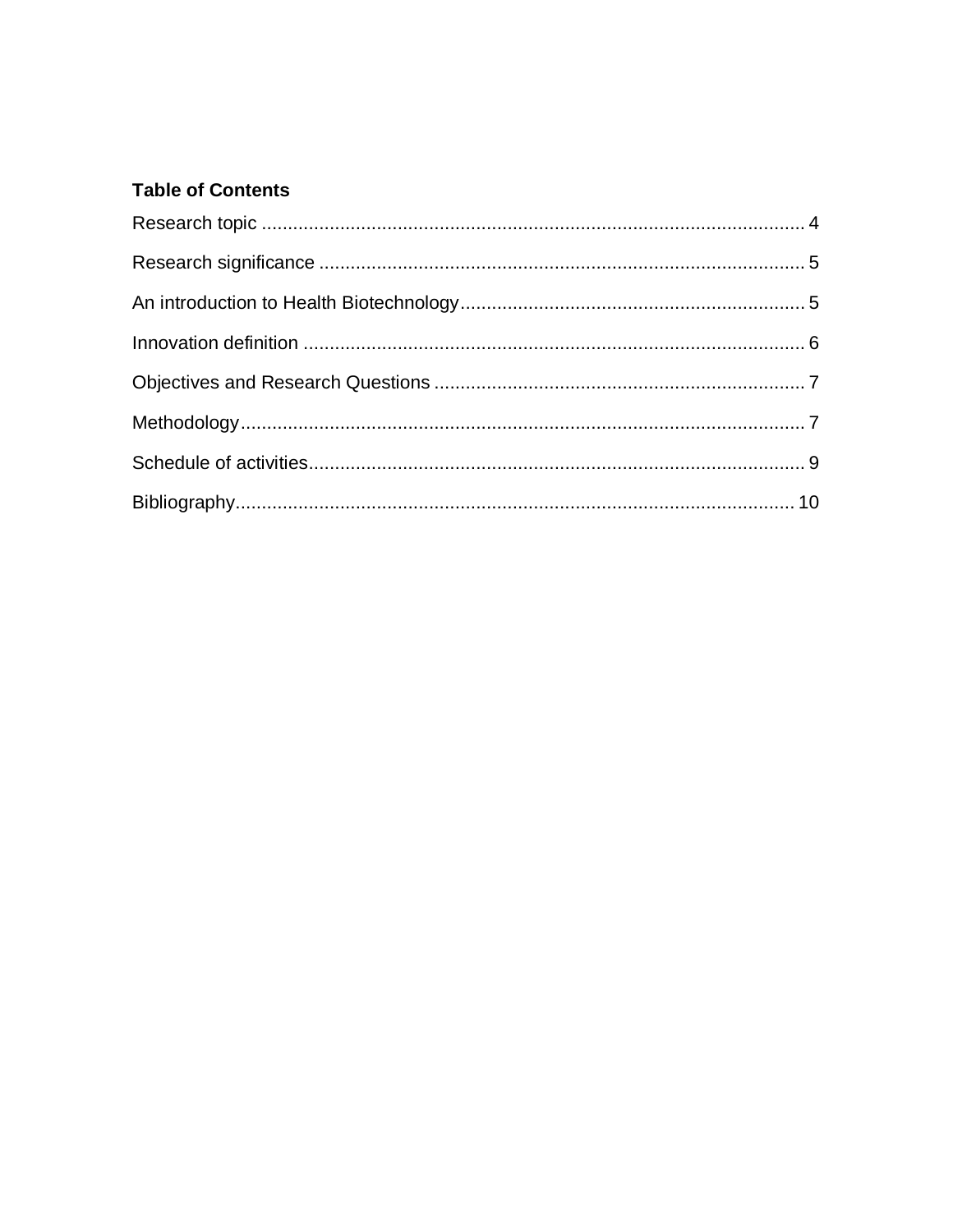**Table of Contents**

Research topic ........................................................................................................ 4

Research significance ............................................................................................ 5

An introduction to Health Biotechnology................................................................. 5

Innovation definition ............................................................................................... 6

Objectives and Research Questions ...................................................................... 7

Methodology........................................................................................................... 7

Schedule of activities.............................................................................................. 9

Bibliography........................................................................................................... 10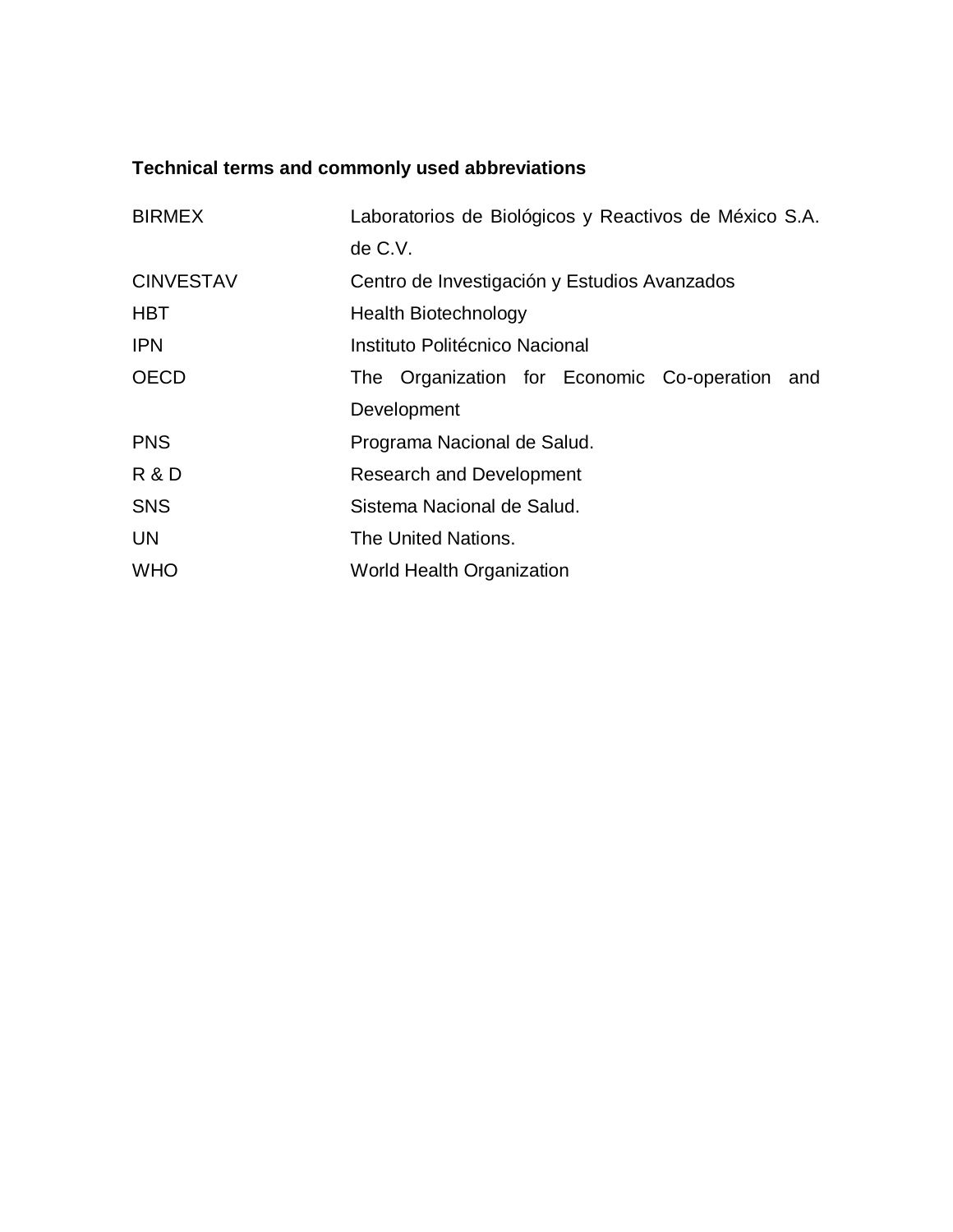**Technical terms and commonly used abbreviations**

| | |
|---|---|
| BIRMEX | Laboratorios de Biológicos y Reactivos de México S.A. de C.V. |
| CINVESTAV | Centro de Investigación y Estudios Avanzados |
| HBT | Health Biotechnology |
| IPN | Instituto Politécnico Nacional |
| OECD | The Organization for Economic Co-operation and Development |
| PNS | Programa Nacional de Salud. |
| R & D | Research and Development |
| SNS | Sistema Nacional de Salud. |
| UN | The United Nations. |
| WHO | World Health Organization |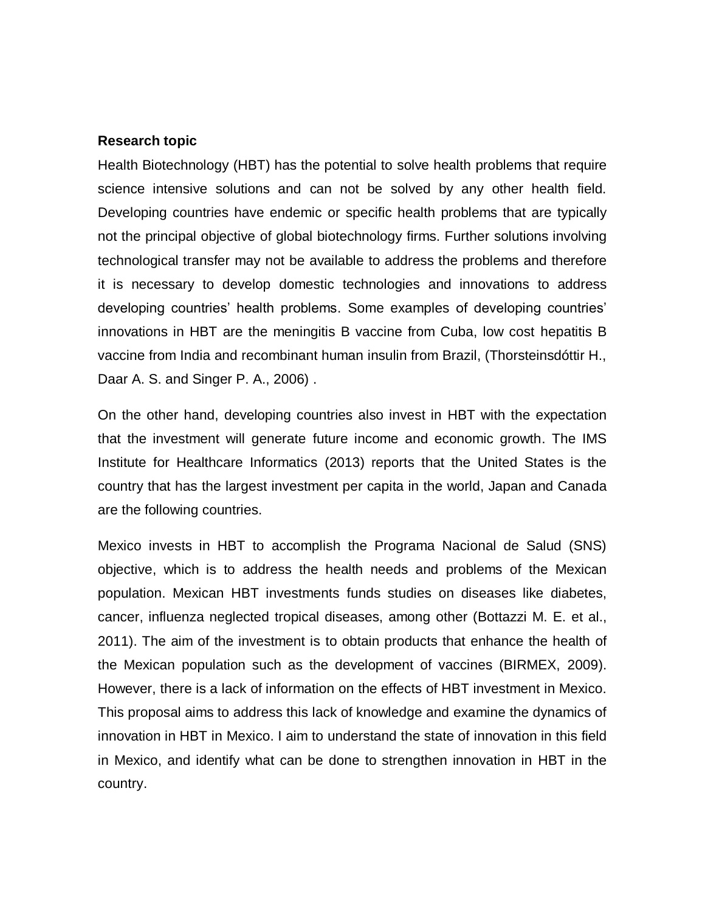**Research topic**

Health Biotechnology (HBT) has the potential to solve health problems that require science intensive solutions and can not be solved by any other health field. Developing countries have endemic or specific health problems that are typically not the principal objective of global biotechnology firms. Further solutions involving technological transfer may not be available to address the problems and therefore it is necessary to develop domestic technologies and innovations to address developing countries' health problems. Some examples of developing countries' innovations in HBT are the meningitis B vaccine from Cuba, low cost hepatitis B vaccine from India and recombinant human insulin from Brazil, (Thorsteinsdóttir H., Daar A. S. and Singer P. A., 2006) .

On the other hand, developing countries also invest in HBT with the expectation that the investment will generate future income and economic growth. The IMS Institute for Healthcare Informatics (2013) reports that the United States is the country that has the largest investment per capita in the world, Japan and Canada are the following countries.

Mexico invests in HBT to accomplish the Programa Nacional de Salud (SNS) objective, which is to address the health needs and problems of the Mexican population. Mexican HBT investments funds studies on diseases like diabetes, cancer, influenza neglected tropical diseases, among other (Bottazzi M. E. et al., 2011). The aim of the investment is to obtain products that enhance the health of the Mexican population such as the development of vaccines (BIRMEX, 2009). However, there is a lack of information on the effects of HBT investment in Mexico. This proposal aims to address this lack of knowledge and examine the dynamics of innovation in HBT in Mexico. I aim to understand the state of innovation in this field in Mexico, and identify what can be done to strengthen innovation in HBT in the country.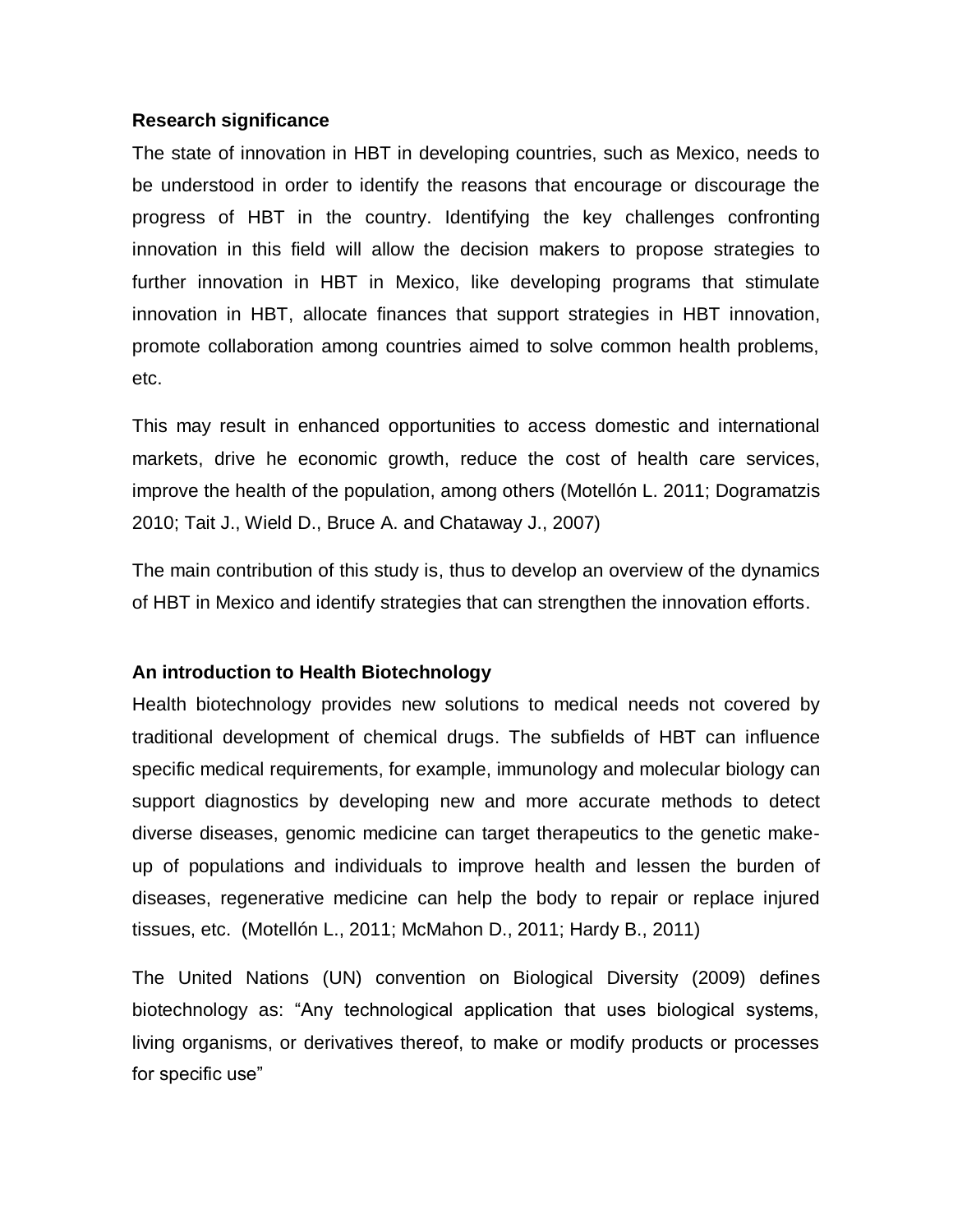**Research significance**

The state of innovation in HBT in developing countries, such as Mexico, needs to be understood in order to identify the reasons that encourage or discourage the progress of HBT in the country. Identifying the key challenges confronting innovation in this field will allow the decision makers to propose strategies to further innovation in HBT in Mexico, like developing programs that stimulate innovation in HBT, allocate finances that support strategies in HBT innovation, promote collaboration among countries aimed to solve common health problems, etc.

This may result in enhanced opportunities to access domestic and international markets, drive he economic growth, reduce the cost of health care services, improve the health of the population, among others (Motellón L. 2011; Dogramatzis 2010; Tait J., Wield D., Bruce A. and Chataway J., 2007)

The main contribution of this study is, thus to develop an overview of the dynamics of HBT in Mexico and identify strategies that can strengthen the innovation efforts.

**An introduction to Health Biotechnology**

Health biotechnology provides new solutions to medical needs not covered by traditional development of chemical drugs. The subfields of HBT can influence specific medical requirements, for example, immunology and molecular biology can support diagnostics by developing new and more accurate methods to detect diverse diseases, genomic medicine can target therapeutics to the genetic make-up of populations and individuals to improve health and lessen the burden of diseases, regenerative medicine can help the body to repair or replace injured tissues, etc. (Motellón L., 2011; McMahon D., 2011; Hardy B., 2011)

The United Nations (UN) convention on Biological Diversity (2009) defines biotechnology as: "Any technological application that uses biological systems, living organisms, or derivatives thereof, to make or modify products or processes for specific use"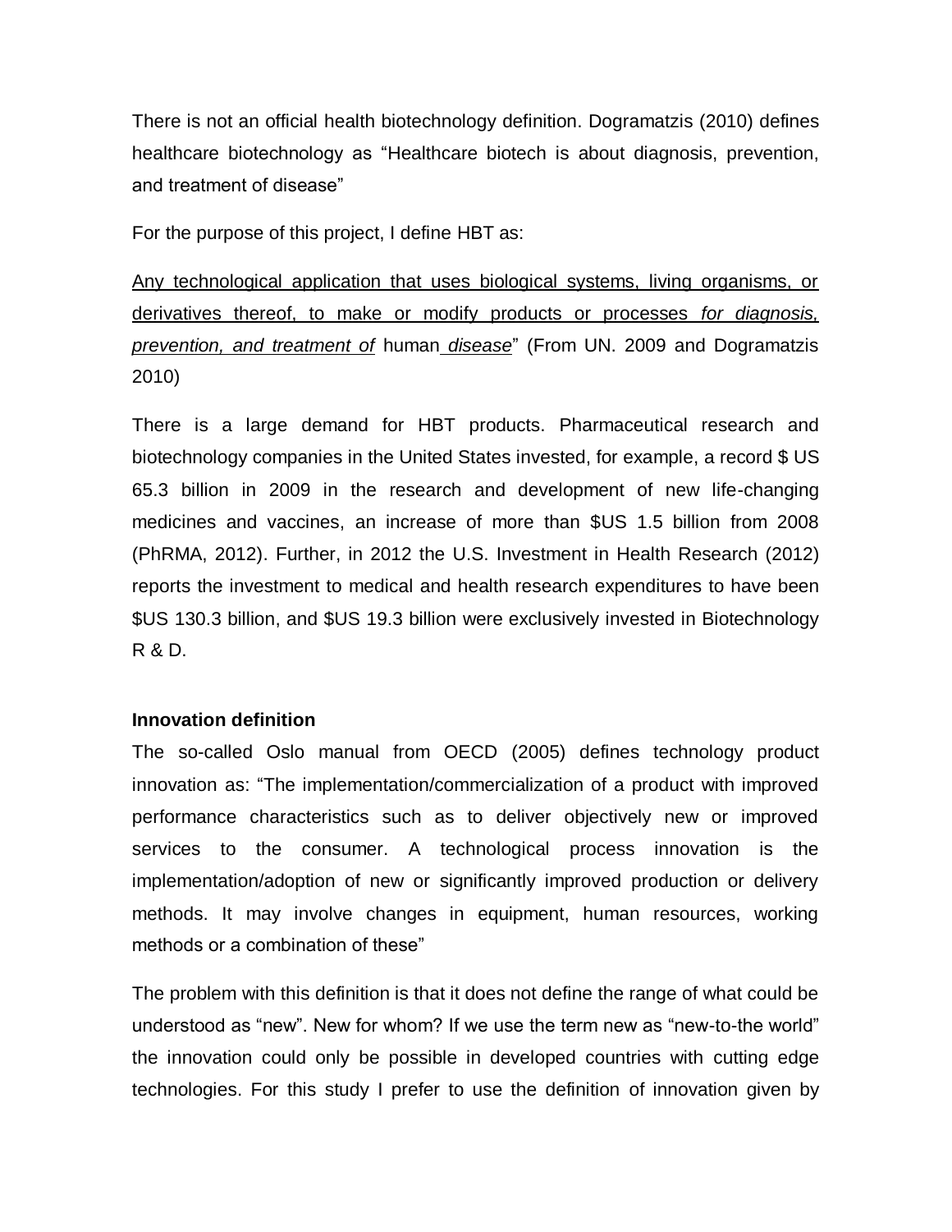There is not an official health biotechnology definition. Dogramatzis (2010) defines healthcare biotechnology as "Healthcare biotech is about diagnosis, prevention, and treatment of disease"

For the purpose of this project, I define HBT as:

<u>Any technological application that uses biological systems, living organisms, or derivatives thereof, to make or modify products or processes *for diagnosis, prevention, and treatment of*</u> human *<u>disease</u>*" (From UN. 2009 and Dogramatzis 2010)

There is a large demand for HBT products. Pharmaceutical research and biotechnology companies in the United States invested, for example, a record $ US 65.3 billion in 2009 in the research and development of new life-changing medicines and vaccines, an increase of more than $US 1.5 billion from 2008 (PhRMA, 2012). Further, in 2012 the U.S. Investment in Health Research (2012) reports the investment to medical and health research expenditures to have been $US 130.3 billion, and $US 19.3 billion were exclusively invested in Biotechnology R & D.

**Innovation definition**

The so-called Oslo manual from OECD (2005) defines technology product innovation as: "The implementation/commercialization of a product with improved performance characteristics such as to deliver objectively new or improved services to the consumer. A technological process innovation is the implementation/adoption of new or significantly improved production or delivery methods. It may involve changes in equipment, human resources, working methods or a combination of these"

The problem with this definition is that it does not define the range of what could be understood as "new". New for whom? If we use the term new as "new-to-the world" the innovation could only be possible in developed countries with cutting edge technologies. For this study I prefer to use the definition of innovation given by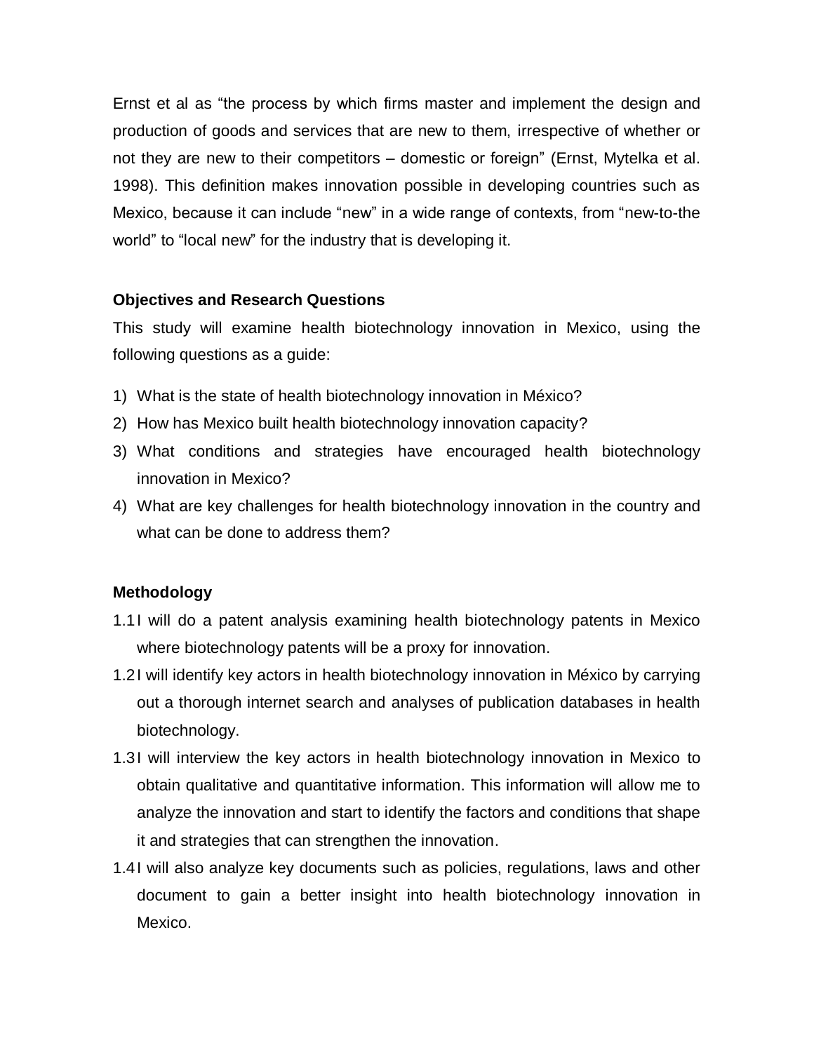Ernst et al as "the process by which firms master and implement the design and production of goods and services that are new to them, irrespective of whether or not they are new to their competitors – domestic or foreign" (Ernst, Mytelka et al. 1998). This definition makes innovation possible in developing countries such as Mexico, because it can include "new" in a wide range of contexts, from "new-to-the world" to "local new" for the industry that is developing it.

**Objectives and Research Questions**

This study will examine health biotechnology innovation in Mexico, using the following questions as a guide:

1) What is the state of health biotechnology innovation in México?
2) How has Mexico built health biotechnology innovation capacity?
3) What conditions and strategies have encouraged health biotechnology innovation in Mexico?
4) What are key challenges for health biotechnology innovation in the country and what can be done to address them?

**Methodology**

1.1 I will do a patent analysis examining health biotechnology patents in Mexico where biotechnology patents will be a proxy for innovation.

1.2 I will identify key actors in health biotechnology innovation in México by carrying out a thorough internet search and analyses of publication databases in health biotechnology.

1.3 I will interview the key actors in health biotechnology innovation in Mexico to obtain qualitative and quantitative information. This information will allow me to analyze the innovation and start to identify the factors and conditions that shape it and strategies that can strengthen the innovation.

1.4 I will also analyze key documents such as policies, regulations, laws and other document to gain a better insight into health biotechnology innovation in Mexico.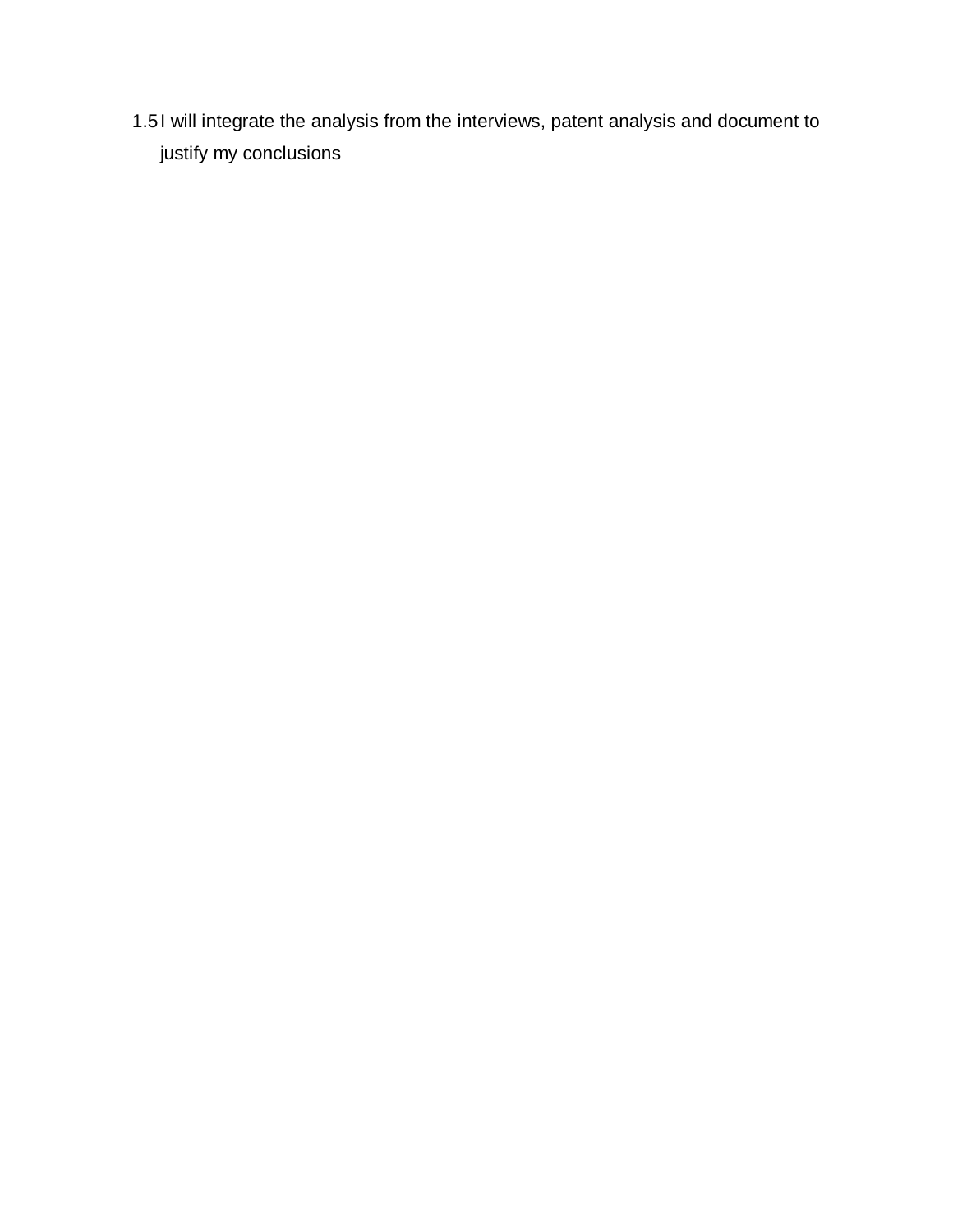1.5 I will integrate the analysis from the interviews, patent analysis and document to justify my conclusions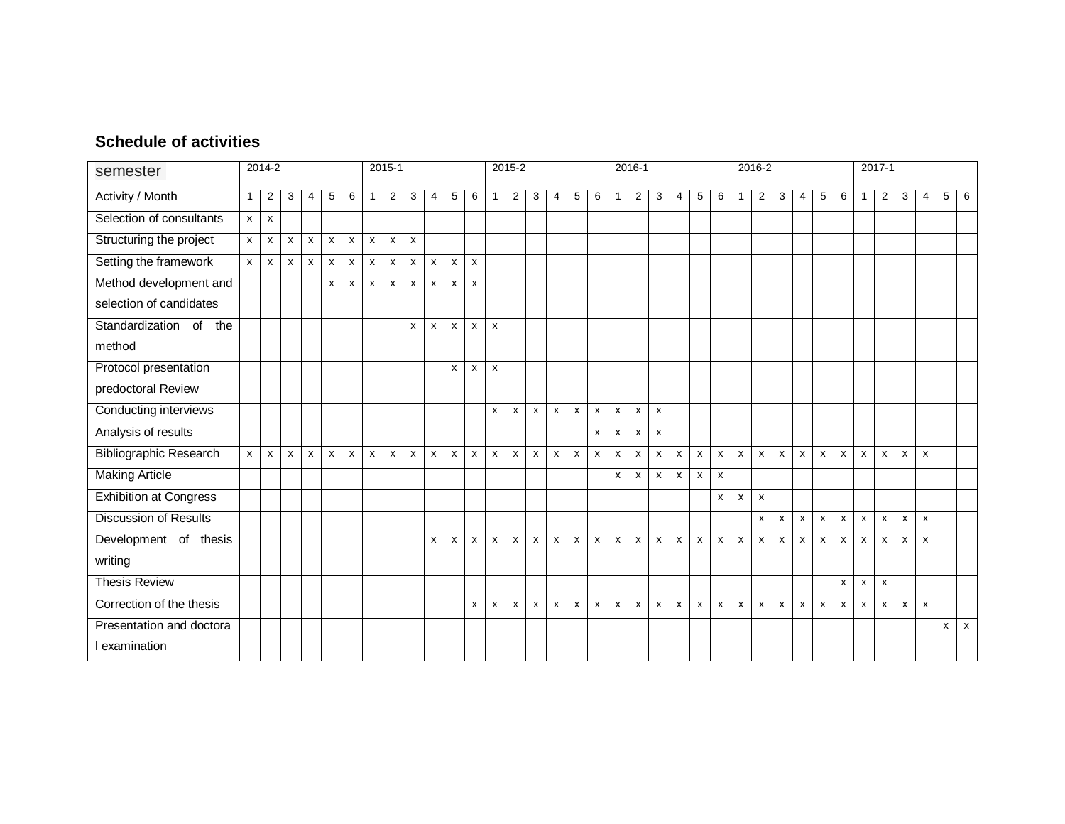**Schedule of activities**

| semester | 2014-2 | | | | | | 2015-1 | | | | | | 2015-2 | | | | | | 2016-1 | | | | | | 2016-2 | | | | | | 2017-1 | | | | | |
|---|---|---|---|---|---|---|---|---|---|---|---|---|---|---|---|---|---|---|---|---|---|---|---|---|---|---|---|---|---|---|---|---|---|---|---|---|
| Activity / Month | 1 | 2 | 3 | 4 | 5 | 6 | 1 | 2 | 3 | 4 | 5 | 6 | 1 | 2 | 3 | 4 | 5 | 6 | 1 | 2 | 3 | 4 | 5 | 6 | 1 | 2 | 3 | 4 | 5 | 6 | 1 | 2 | 3 | 4 | 5 | 6 |
| Selection of consultants | x | x | | | | | | | | | | | | | | | | | | | | | | | | | | | | | | | | | | |
| Structuring the project | x | x | x | x | x | x | x | x | x | | | | | | | | | | | | | | | | | | | | | | | | | | | |
| Setting the framework | x | x | x | x | x | x | x | x | x | x | x | x | | | | | | | | | | | | | | | | | | | | | | | | |
| Method development and selection of candidates | | | | | x | x | x | x | x | x | x | x | | | | | | | | | | | | | | | | | | | | | | | | |
| Standardization of the method | | | | | | | | | x | x | x | x | x | | | | | | | | | | | | | | | | | | | | | | | |
| Protocol presentation predoctoral Review | | | | | | | | | | | x | x | x | | | | | | | | | | | | | | | | | | | | | | | |
| Conducting interviews | | | | | | | | | | | | | x | x | x | x | x | x | x | x | x | | | | | | | | | | | | | | | |
| Analysis of results | | | | | | | | | | | | | | | | | | x | x | x | x | | | | | | | | | | | | | | | |
| Bibliographic Research | x | x | x | x | x | x | x | x | x | x | x | x | x | x | x | x | x | x | x | x | x | x | x | x | x | x | x | x | x | x | x | x | x | x | | |
| Making Article | | | | | | | | | | | | | | | | | | | x | x | x | x | x | x | | | | | | | | | | | | |
| Exhibition at Congress | | | | | | | | | | | | | | | | | | | | | | | | x | x | x | | | | | | | | | | |
| Discussion of Results | | | | | | | | | | | | | | | | | | | | | | | | | | x | x | x | x | x | x | x | x | x | | |
| Development of thesis writing | | | | | | | | | | x | x | x | x | x | x | x | x | x | x | x | x | x | x | x | x | x | x | x | x | x | x | x | x | x | | |
| Thesis Review | | | | | | | | | | | | | | | | | | | | | | | | | | | | | | x | x | x | | | | |
| Correction of the thesis | | | | | | | | | | | | x | x | x | x | x | x | x | x | x | x | x | x | x | x | x | x | x | x | x | x | x | x | x | | |
| Presentation and doctoral examination | | | | | | | | | | | | | | | | | | | | | | | | | | | | | | | | | | | x | x |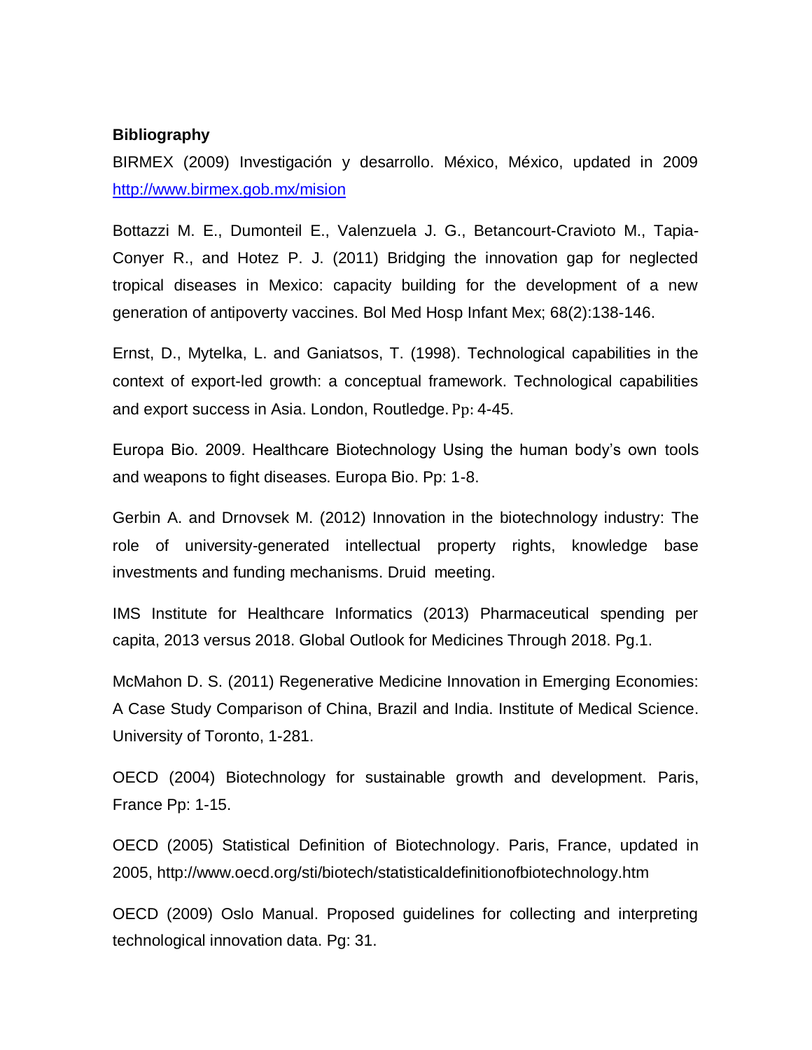**Bibliography**

BIRMEX (2009) Investigación y desarrollo. México, México, updated in 2009 http://www.birmex.gob.mx/mision

Bottazzi M. E., Dumonteil E., Valenzuela J. G., Betancourt-Cravioto M., Tapia-Conyer R., and Hotez P. J. (2011) Bridging the innovation gap for neglected tropical diseases in Mexico: capacity building for the development of a new generation of antipoverty vaccines. Bol Med Hosp Infant Mex; 68(2):138-146.

Ernst, D., Mytelka, L. and Ganiatsos, T. (1998). Technological capabilities in the context of export-led growth: a conceptual framework. Technological capabilities and export success in Asia. London, Routledge. Pp: 4-45.

Europa Bio. 2009. Healthcare Biotechnology Using the human body's own tools and weapons to fight diseases. Europa Bio. Pp: 1-8.

Gerbin A. and Drnovsek M. (2012) Innovation in the biotechnology industry: The role of university-generated intellectual property rights, knowledge base investments and funding mechanisms. Druid meeting.

IMS Institute for Healthcare Informatics (2013) Pharmaceutical spending per capita, 2013 versus 2018. Global Outlook for Medicines Through 2018. Pg.1.

McMahon D. S. (2011) Regenerative Medicine Innovation in Emerging Economies: A Case Study Comparison of China, Brazil and India. Institute of Medical Science. University of Toronto, 1-281.

OECD (2004) Biotechnology for sustainable growth and development. Paris, France Pp: 1-15.

OECD (2005) Statistical Definition of Biotechnology. Paris, France, updated in 2005, http://www.oecd.org/sti/biotech/statisticaldefinitionofbiotechnology.htm

OECD (2009) Oslo Manual. Proposed guidelines for collecting and interpreting technological innovation data. Pg: 31.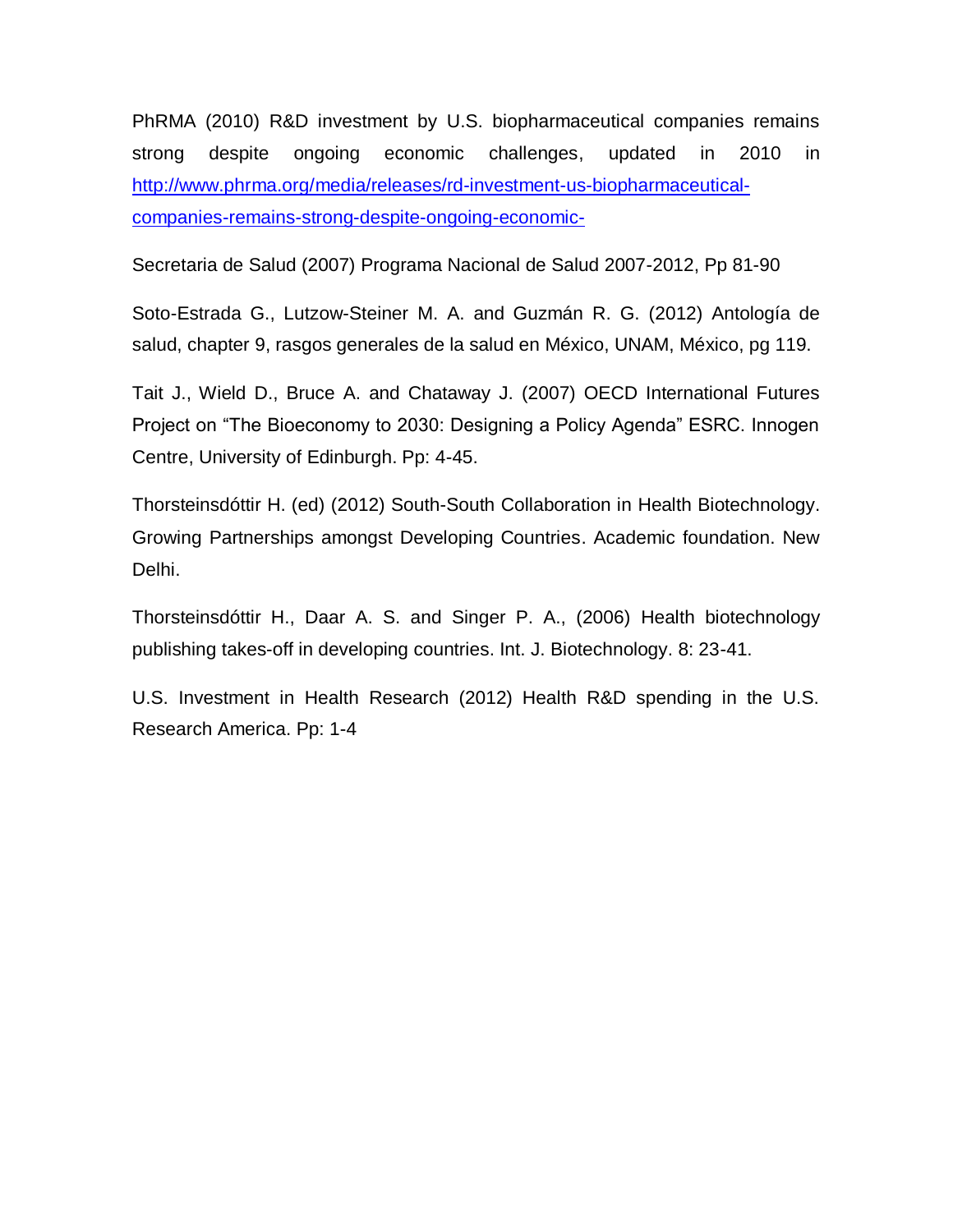PhRMA (2010) R&D investment by U.S. biopharmaceutical companies remains strong despite ongoing economic challenges, updated in 2010 in http://www.phrma.org/media/releases/rd-investment-us-biopharmaceutical-companies-remains-strong-despite-ongoing-economic-

Secretaria de Salud (2007) Programa Nacional de Salud 2007-2012, Pp 81-90

Soto-Estrada G., Lutzow-Steiner M. A. and Guzmán R. G. (2012) Antología de salud, chapter 9, rasgos generales de la salud en México, UNAM, México, pg 119.

Tait J., Wield D., Bruce A. and Chataway J. (2007) OECD International Futures Project on "The Bioeconomy to 2030: Designing a Policy Agenda" ESRC. Innogen Centre, University of Edinburgh. Pp: 4-45.

Thorsteinsdóttir H. (ed) (2012) South-South Collaboration in Health Biotechnology. Growing Partnerships amongst Developing Countries. Academic foundation. New Delhi.

Thorsteinsdóttir H., Daar A. S. and Singer P. A., (2006) Health biotechnology publishing takes-off in developing countries. Int. J. Biotechnology. 8: 23-41.

U.S. Investment in Health Research (2012) Health R&D spending in the U.S. Research America. Pp: 1-4